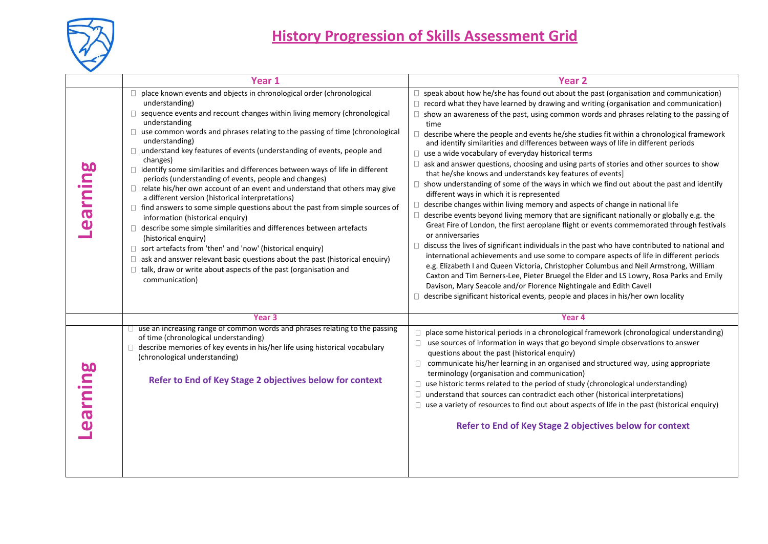# History Progression of Skills Assessment Grid

| | Year 1 | Year 2 |
|---|---|---|
| **Learning** | ☐ place known events and objects in chronological order (chronological understanding)<br>☐ sequence events and recount changes within living memory (chronological understanding<br>☐ use common words and phrases relating to the passing of time (chronological understanding)<br>☐ understand key features of events (understanding of events, people and changes)<br>☐ identify some similarities and differences between ways of life in different periods (understanding of events, people and changes)<br>☐ relate his/her own account of an event and understand that others may give a different version (historical interpretations)<br>☐ find answers to some simple questions about the past from simple sources of information (historical enquiry)<br>☐ describe some simple similarities and differences between artefacts (historical enquiry)<br>☐ sort artefacts from 'then' and 'now' (historical enquiry)<br>☐ ask and answer relevant basic questions about the past (historical enquiry)<br>☐ talk, draw or write about aspects of the past (organisation and communication) | ☐ speak about how he/she has found out about the past (organisation and communication)<br>☐ record what they have learned by drawing and writing (organisation and communication)<br>☐ show an awareness of the past, using common words and phrases relating to the passing of time<br>☐ describe where the people and events he/she studies fit within a chronological framework and identify similarities and differences between ways of life in different periods<br>☐ use a wide vocabulary of everyday historical terms<br>☐ ask and answer questions, choosing and using parts of stories and other sources to show that he/she knows and understands key features of events]<br>☐ show understanding of some of the ways in which we find out about the past and identify different ways in which it is represented<br>☐ describe changes within living memory and aspects of change in national life<br>☐ describe events beyond living memory that are significant nationally or globally e.g. the Great Fire of London, the first aeroplane flight or events commemorated through festivals or anniversaries<br>☐ discuss the lives of significant individuals in the past who have contributed to national and international achievements and use some to compare aspects of life in different periods e.g. Elizabeth I and Queen Victoria, Christopher Columbus and Neil Armstrong, William Caxton and Tim Berners-Lee, Pieter Bruegel the Elder and LS Lowry, Rosa Parks and Emily Davison, Mary Seacole and/or Florence Nightingale and Edith Cavell<br>☐ describe significant historical events, people and places in his/her own locality |
| | **Year 3** | **Year 4** |
| **Learning** | ☐ use an increasing range of common words and phrases relating to the passing of time (chronological understanding)<br>☐ describe memories of key events in his/her life using historical vocabulary (chronological understanding)<br><br>**Refer to End of Key Stage 2 objectives below for context** | ☐ place some historical periods in a chronological framework (chronological understanding)<br>☐ use sources of information in ways that go beyond simple observations to answer questions about the past (historical enquiry)<br>☐ communicate his/her learning in an organised and structured way, using appropriate terminology (organisation and communication)<br>☐ use historic terms related to the period of study (chronological understanding)<br>☐ understand that sources can contradict each other (historical interpretations)<br>☐ use a variety of resources to find out about aspects of life in the past (historical enquiry)<br><br>**Refer to End of Key Stage 2 objectives below for context** |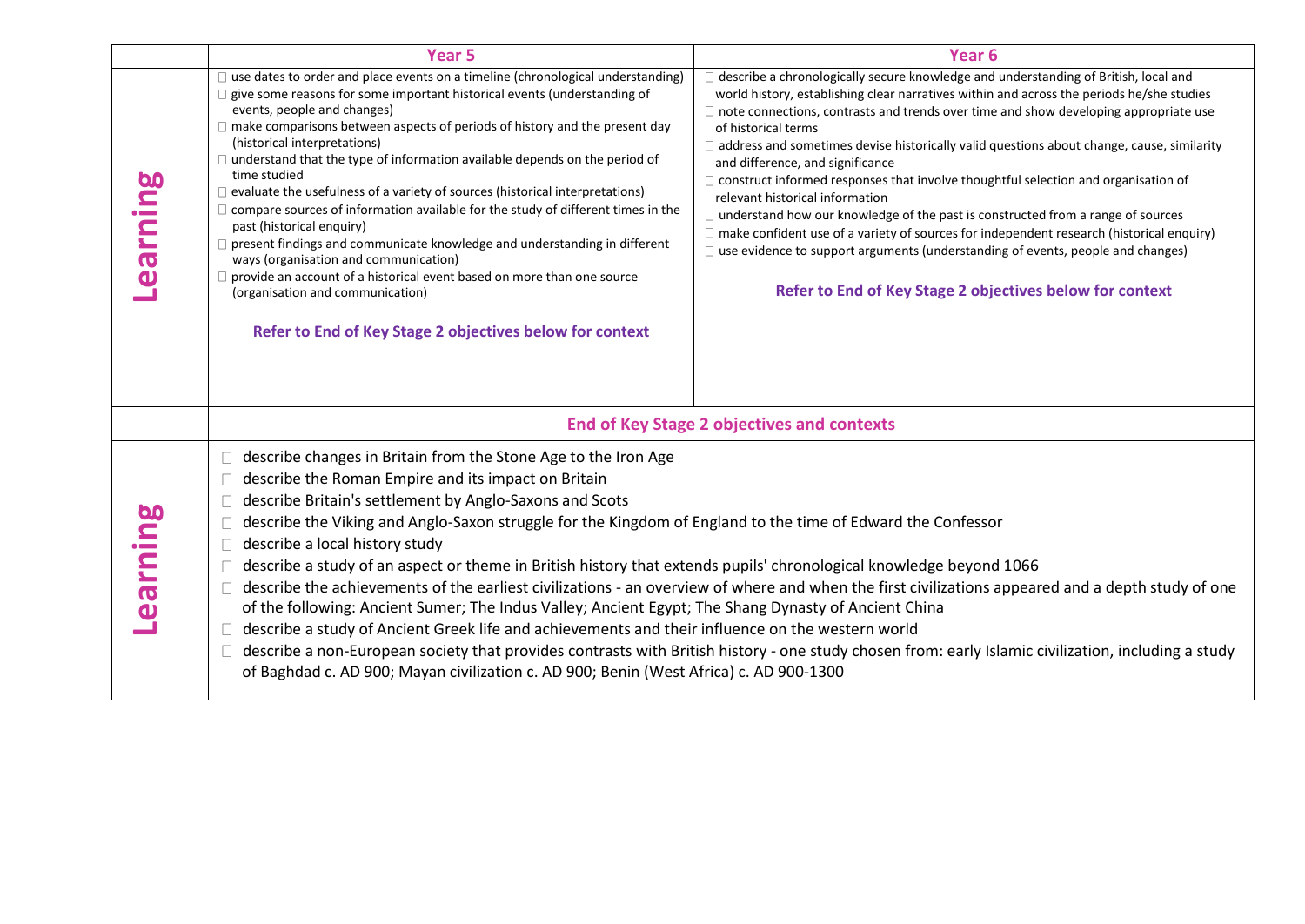| | Year 5 | Year 6 |
|---|---|---|
| **Learning** | □ use dates to order and place events on a timeline (chronological understanding)<br>□ give some reasons for some important historical events (understanding of events, people and changes)<br>□ make comparisons between aspects of periods of history and the present day (historical interpretations)<br>□ understand that the type of information available depends on the period of time studied<br>□ evaluate the usefulness of a variety of sources (historical interpretations)<br>□ compare sources of information available for the study of different times in the past (historical enquiry)<br>□ present findings and communicate knowledge and understanding in different ways (organisation and communication)<br>□ provide an account of a historical event based on more than one source (organisation and communication)<br><br>**Refer to End of Key Stage 2 objectives below for context** | □ describe a chronologically secure knowledge and understanding of British, local and world history, establishing clear narratives within and across the periods he/she studies<br>□ note connections, contrasts and trends over time and show developing appropriate use of historical terms<br>□ address and sometimes devise historically valid questions about change, cause, similarity and difference, and significance<br>□ construct informed responses that involve thoughtful selection and organisation of relevant historical information<br>□ understand how our knowledge of the past is constructed from a range of sources<br>□ make confident use of a variety of sources for independent research (historical enquiry)<br>□ use evidence to support arguments (understanding of events, people and changes)<br><br>**Refer to End of Key Stage 2 objectives below for context** |
| | **End of Key Stage 2 objectives and contexts** | |
| **Learning** | □ describe changes in Britain from the Stone Age to the Iron Age<br>□ describe the Roman Empire and its impact on Britain<br>□ describe Britain's settlement by Anglo-Saxons and Scots<br>□ describe the Viking and Anglo-Saxon struggle for the Kingdom of England to the time of Edward the Confessor<br>□ describe a local history study<br>□ describe a study of an aspect or theme in British history that extends pupils' chronological knowledge beyond 1066<br>□ describe the achievements of the earliest civilizations - an overview of where and when the first civilizations appeared and a depth study of one of the following: Ancient Sumer; The Indus Valley; Ancient Egypt; The Shang Dynasty of Ancient China<br>□ describe a study of Ancient Greek life and achievements and their influence on the western world<br>□ describe a non-European society that provides contrasts with British history - one study chosen from: early Islamic civilization, including a study of Baghdad c. AD 900; Mayan civilization c. AD 900; Benin (West Africa) c. AD 900-1300 | |